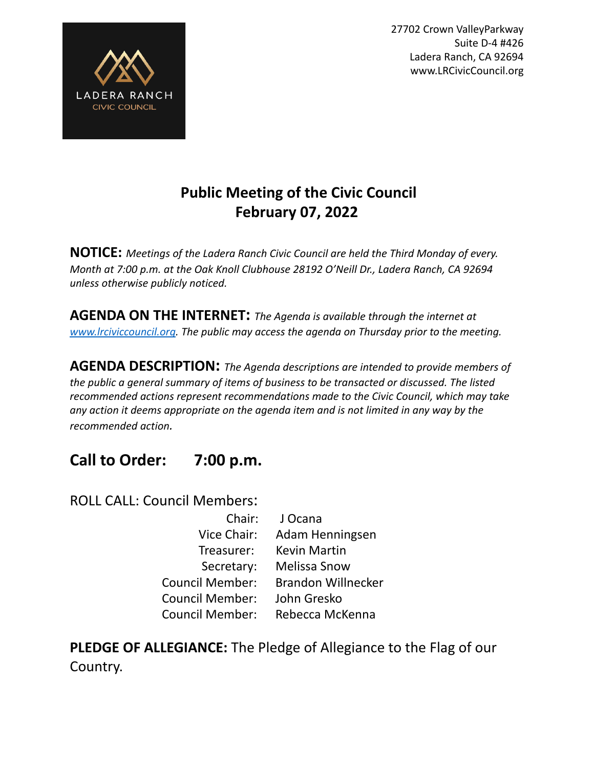LADERA RANCH
CIVIC COUNCIL

27702 Crown ValleyParkway
Suite D-4 #426
Ladera Ranch, CA 92694
www.LRCivicCouncil.org

# Public Meeting of the Civic Council
# February 07, 2022

**NOTICE:** *Meetings of the Ladera Ranch Civic Council are held the Third Monday of every. Month at 7:00 p.m. at the Oak Knoll Clubhouse 28192 O'Neill Dr., Ladera Ranch, CA 92694 unless otherwise publicly noticed.*

**AGENDA ON THE INTERNET:** *The Agenda is available through the internet at [www.lrciviccouncil.org](http://www.lrciviccouncil.org). The public may access the agenda on Thursday prior to the meeting.*

**AGENDA DESCRIPTION:** *The Agenda descriptions are intended to provide members of the public a general summary of items of business to be transacted or discussed. The listed recommended actions represent recommendations made to the Civic Council, which may take any action it deems appropriate on the agenda item and is not limited in any way by the recommended action.*

## Call to Order: 7:00 p.m.

ROLL CALL: Council Members:

| | |
|---|---|
| Chair: | J Ocana |
| Vice Chair: | Adam Henningsen |
| Treasurer: | Kevin Martin |
| Secretary: | Melissa Snow |
| Council Member: | Brandon Willnecker |
| Council Member: | John Gresko |
| Council Member: | Rebecca McKenna |

**PLEDGE OF ALLEGIANCE:** The Pledge of Allegiance to the Flag of our Country.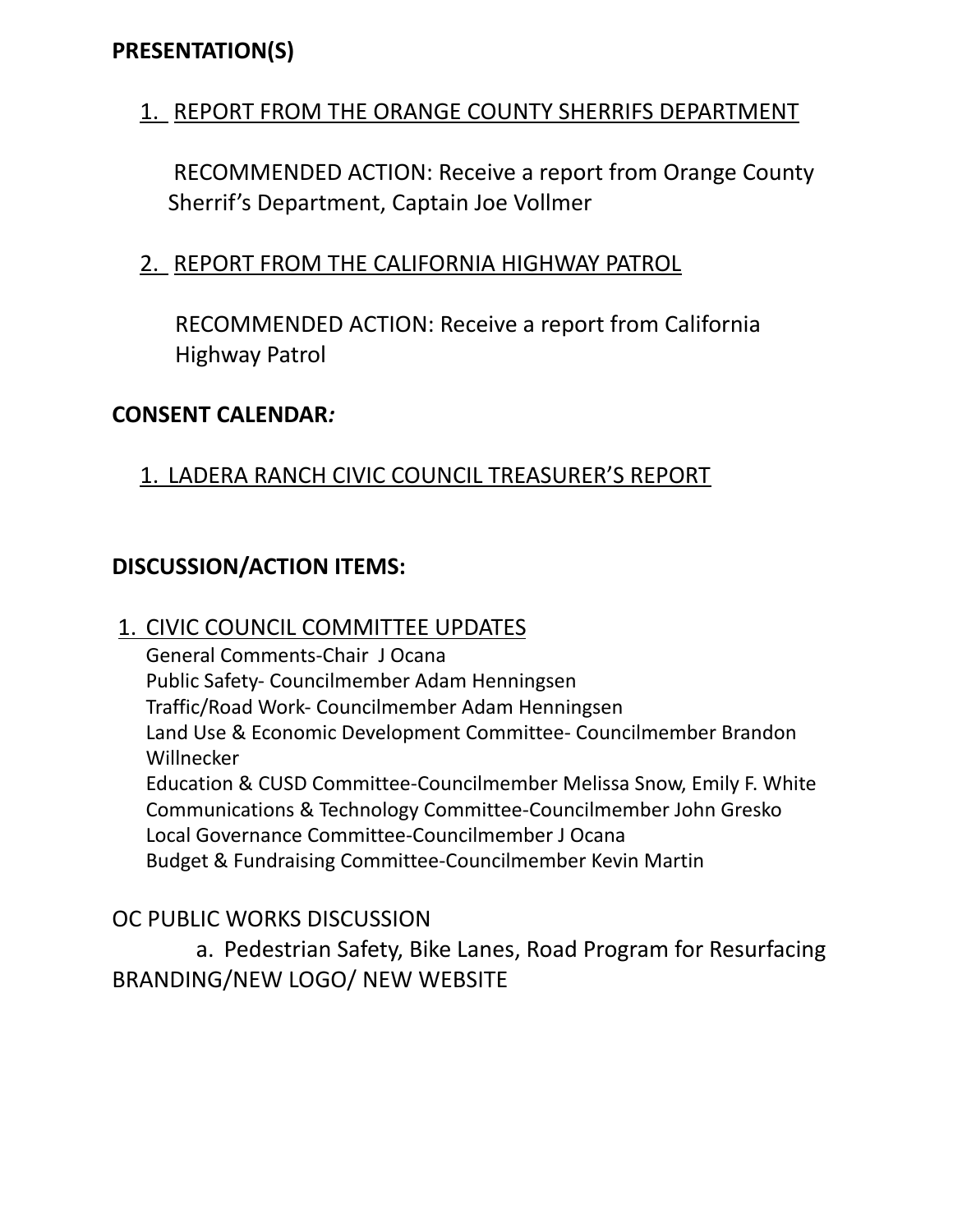**PRESENTATION(S)**

1. <u>REPORT FROM THE ORANGE COUNTY SHERRIFS DEPARTMENT</u>

   RECOMMENDED ACTION: Receive a report from Orange County Sherrif's Department, Captain Joe Vollmer

2. <u>REPORT FROM THE CALIFORNIA HIGHWAY PATROL</u>

   RECOMMENDED ACTION: Receive a report from California Highway Patrol

**CONSENT CALENDAR*:***

1. <u>LADERA RANCH CIVIC COUNCIL TREASURER'S REPORT</u>

**DISCUSSION/ACTION ITEMS:**

1. <u>CIVIC COUNCIL COMMITTEE UPDATES</u>
   General Comments-Chair J Ocana
   Public Safety- Councilmember Adam Henningsen
   Traffic/Road Work- Councilmember Adam Henningsen
   Land Use & Economic Development Committee- Councilmember Brandon Willnecker
   Education & CUSD Committee-Councilmember Melissa Snow, Emily F. White
   Communications & Technology Committee-Councilmember John Gresko
   Local Governance Committee-Councilmember J Ocana
   Budget & Fundraising Committee-Councilmember Kevin Martin

OC PUBLIC WORKS DISCUSSION

   a. Pedestrian Safety, Bike Lanes, Road Program for Resurfacing

BRANDING/NEW LOGO/ NEW WEBSITE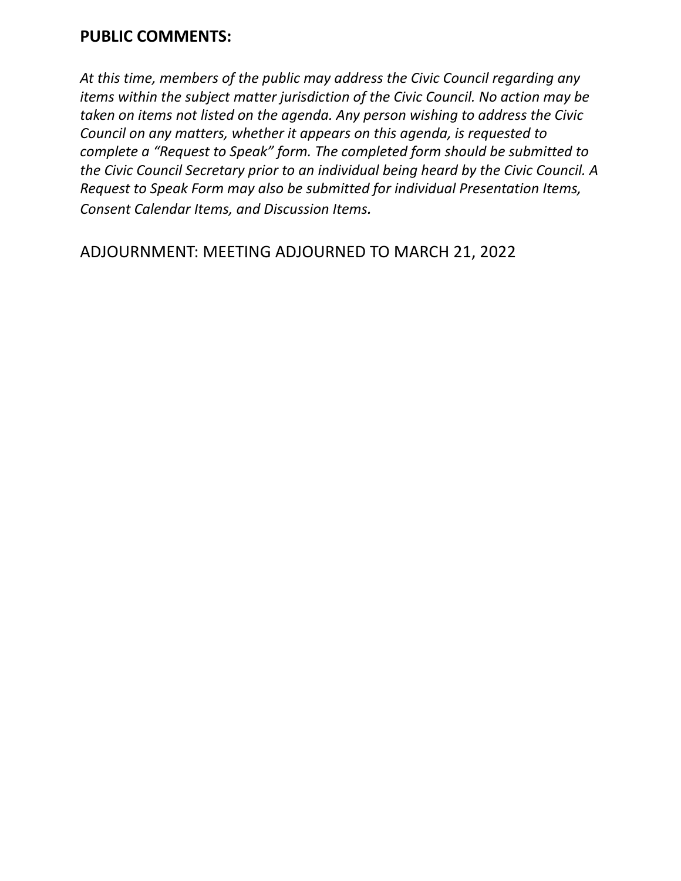**PUBLIC COMMENTS:**

*At this time, members of the public may address the Civic Council regarding any items within the subject matter jurisdiction of the Civic Council. No action may be taken on items not listed on the agenda. Any person wishing to address the Civic Council on any matters, whether it appears on this agenda, is requested to complete a "Request to Speak" form. The completed form should be submitted to the Civic Council Secretary prior to an individual being heard by the Civic Council. A Request to Speak Form may also be submitted for individual Presentation Items, Consent Calendar Items, and Discussion Items.*

ADJOURNMENT: MEETING ADJOURNED TO MARCH 21, 2022